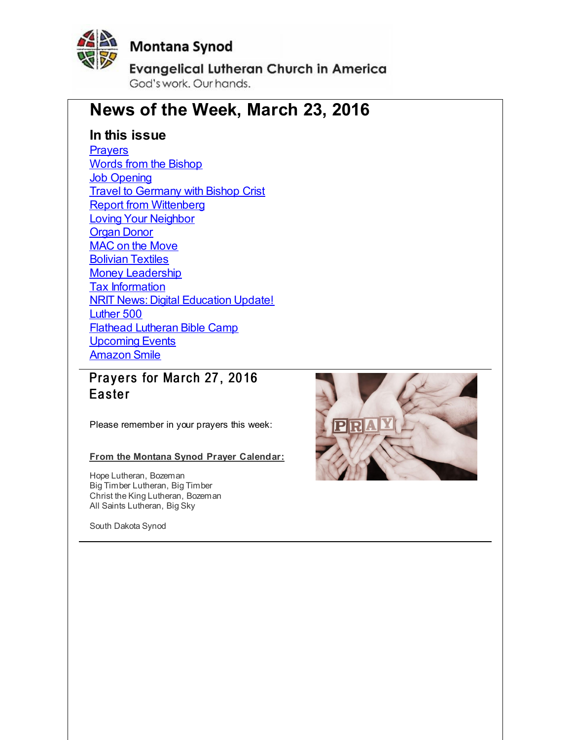Montana Synod

Evangelical Lutheran Church in America

God's work. Our hands.

# News of the Week, March 23, 2016

## In this issue

- Prayers
- Words from the Bishop
- Job Opening
- Travel to Germany with Bishop Crist
- Report from Wittenberg
- Loving Your Neighbor
- Organ Donor
- MAC on the Move
- Bolivian Textiles
- Money Leadership
- Tax Information
- NRIT News: Digital Education Update!
- Luther 500
- Flathead Lutheran Bible Camp
- Upcoming Events
- Amazon Smile

## Prayers for March 27, 2016 Easter

Please remember in your prayers this week:

**From the Montana Synod Prayer Calendar:**

Hope Lutheran, Bozeman
Big Timber Lutheran, Big Timber
Christ the King Lutheran, Bozeman
All Saints Lutheran, Big Sky

South Dakota Synod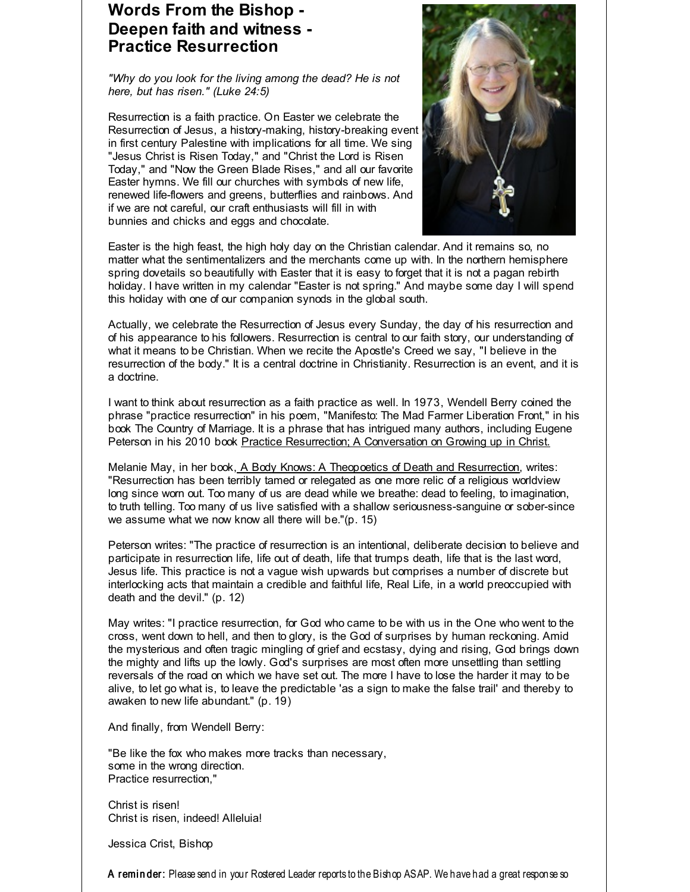# Words From the Bishop - Deepen faith and witness - Practice Resurrection

*"Why do you look for the living among the dead? He is not here, but has risen." (Luke 24:5)*

Resurrection is a faith practice. On Easter we celebrate the Resurrection of Jesus, a history-making, history-breaking event in first century Palestine with implications for all time. We sing "Jesus Christ is Risen Today," and "Christ the Lord is Risen Today," and "Now the Green Blade Rises," and all our favorite Easter hymns. We fill our churches with symbols of new life, renewed life-flowers and greens, butterflies and rainbows. And if we are not careful, our craft enthusiasts will fill in with bunnies and chicks and eggs and chocolate.

Easter is the high feast, the high holy day on the Christian calendar. And it remains so, no matter what the sentimentalizers and the merchants come up with. In the northern hemisphere spring dovetails so beautifully with Easter that it is easy to forget that it is not a pagan rebirth holiday. I have written in my calendar "Easter is not spring." And maybe some day I will spend this holiday with one of our companion synods in the global south.

Actually, we celebrate the Resurrection of Jesus every Sunday, the day of his resurrection and of his appearance to his followers. Resurrection is central to our faith story, our understanding of what it means to be Christian. When we recite the Apostle's Creed we say, "I believe in the resurrection of the body." It is a central doctrine in Christianity. Resurrection is an event, and it is a doctrine.

I want to think about resurrection as a faith practice as well. In 1973, Wendell Berry coined the phrase "practice resurrection" in his poem, "Manifesto: The Mad Farmer Liberation Front," in his book The Country of Marriage. It is a phrase that has intrigued many authors, including Eugene Peterson in his 2010 book Practice Resurrection; A Conversation on Growing up in Christ.

Melanie May, in her book, A Body Knows: A Theopoetics of Death and Resurrection, writes: "Resurrection has been terribly tamed or relegated as one more relic of a religious worldview long since worn out. Too many of us are dead while we breathe: dead to feeling, to imagination, to truth telling. Too many of us live satisfied with a shallow seriousness-sanguine or sober-since we assume what we now know all there will be."(p. 15)

Peterson writes: "The practice of resurrection is an intentional, deliberate decision to believe and participate in resurrection life, life out of death, life that trumps death, life that is the last word, Jesus life. This practice is not a vague wish upwards but comprises a number of discrete but interlocking acts that maintain a credible and faithful life, Real Life, in a world preoccupied with death and the devil." (p. 12)

May writes: "I practice resurrection, for God who came to be with us in the One who went to the cross, went down to hell, and then to glory, is the God of surprises by human reckoning. Amid the mysterious and often tragic mingling of grief and ecstasy, dying and rising, God brings down the mighty and lifts up the lowly. God's surprises are most often more unsettling than settling reversals of the road on which we have set out. The more I have to lose the harder it may to be alive, to let go what is, to leave the predictable 'as a sign to make the false trail' and thereby to awaken to new life abundant." (p. 19)

And finally, from Wendell Berry:

"Be like the fox who makes more tracks than necessary,
some in the wrong direction.
Practice resurrection,"

Christ is risen!
Christ is risen, indeed! Alleluia!

Jessica Crist, Bishop

**A reminder:** Please send in your Rostered Leader reports to the Bishop ASAP. We have had a great response so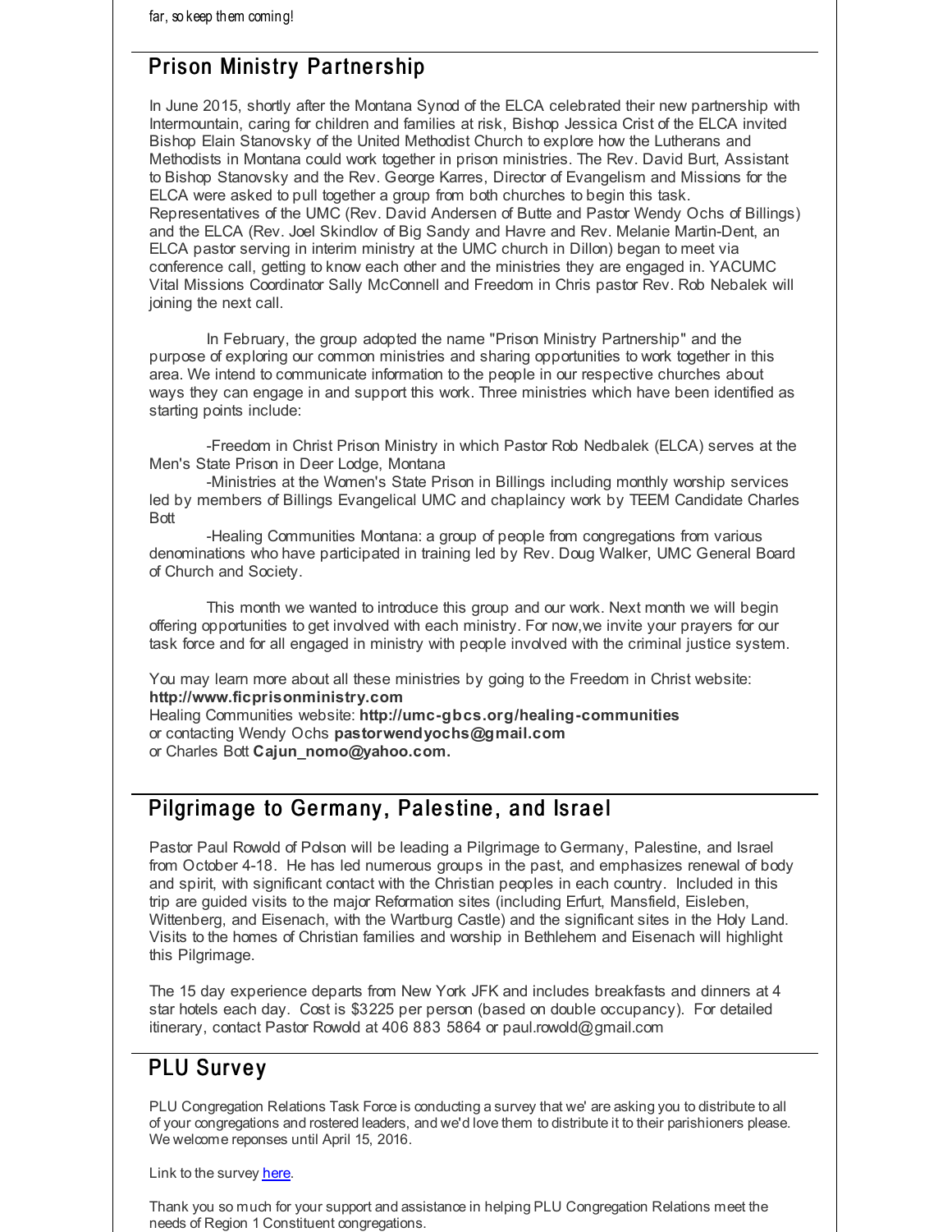far, so keep them coming!

## Prison Ministry Partnership

In June 2015, shortly after the Montana Synod of the ELCA celebrated their new partnership with Intermountain, caring for children and families at risk, Bishop Jessica Crist of the ELCA invited Bishop Elain Stanovsky of the United Methodist Church to explore how the Lutherans and Methodists in Montana could work together in prison ministries. The Rev. David Burt, Assistant to Bishop Stanovsky and the Rev. George Karres, Director of Evangelism and Missions for the ELCA were asked to pull together a group from both churches to begin this task. Representatives of the UMC (Rev. David Andersen of Butte and Pastor Wendy Ochs of Billings) and the ELCA (Rev. Joel Skindlov of Big Sandy and Havre and Rev. Melanie Martin-Dent, an ELCA pastor serving in interim ministry at the UMC church in Dillon) began to meet via conference call, getting to know each other and the ministries they are engaged in. YACUMC Vital Missions Coordinator Sally McConnell and Freedom in Chris pastor Rev. Rob Nebalek will joining the next call.

In February, the group adopted the name "Prison Ministry Partnership" and the purpose of exploring our common ministries and sharing opportunities to work together in this area. We intend to communicate information to the people in our respective churches about ways they can engage in and support this work. Three ministries which have been identified as starting points include:

-Freedom in Christ Prison Ministry in which Pastor Rob Nedbalek (ELCA) serves at the Men's State Prison in Deer Lodge, Montana

-Ministries at the Women's State Prison in Billings including monthly worship services led by members of Billings Evangelical UMC and chaplaincy work by TEEM Candidate Charles Bott

-Healing Communities Montana: a group of people from congregations from various denominations who have participated in training led by Rev. Doug Walker, UMC General Board of Church and Society.

This month we wanted to introduce this group and our work. Next month we will begin offering opportunities to get involved with each ministry. For now,we invite your prayers for our task force and for all engaged in ministry with people involved with the criminal justice system.

You may learn more about all these ministries by going to the Freedom in Christ website: **http://www.ficprisonministry.com**
Healing Communities website: **http://umc-gbcs.org/healing-communities**
or contacting Wendy Ochs **pastorwendyochs@gmail.com**
or Charles Bott **Cajun_nomo@yahoo.com.**

## Pilgrimage to Germany, Palestine, and Israel

Pastor Paul Rowold of Polson will be leading a Pilgrimage to Germany, Palestine, and Israel from October 4-18. He has led numerous groups in the past, and emphasizes renewal of body and spirit, with significant contact with the Christian peoples in each country. Included in this trip are guided visits to the major Reformation sites (including Erfurt, Mansfield, Eisleben, Wittenberg, and Eisenach, with the Wartburg Castle) and the significant sites in the Holy Land. Visits to the homes of Christian families and worship in Bethlehem and Eisenach will highlight this Pilgrimage.

The 15 day experience departs from New York JFK and includes breakfasts and dinners at 4 star hotels each day. Cost is $3225 per person (based on double occupancy). For detailed itinerary, contact Pastor Rowold at 406 883 5864 or paul.rowold@gmail.com

## PLU Survey

PLU Congregation Relations Task Force is conducting a survey that we' are asking you to distribute to all of your congregations and rostered leaders, and we'd love them to distribute it to their parishioners please. We welcome reponses until April 15, 2016.

Link to the survey here.

Thank you so much for your support and assistance in helping PLU Congregation Relations meet the needs of Region 1 Constituent congregations.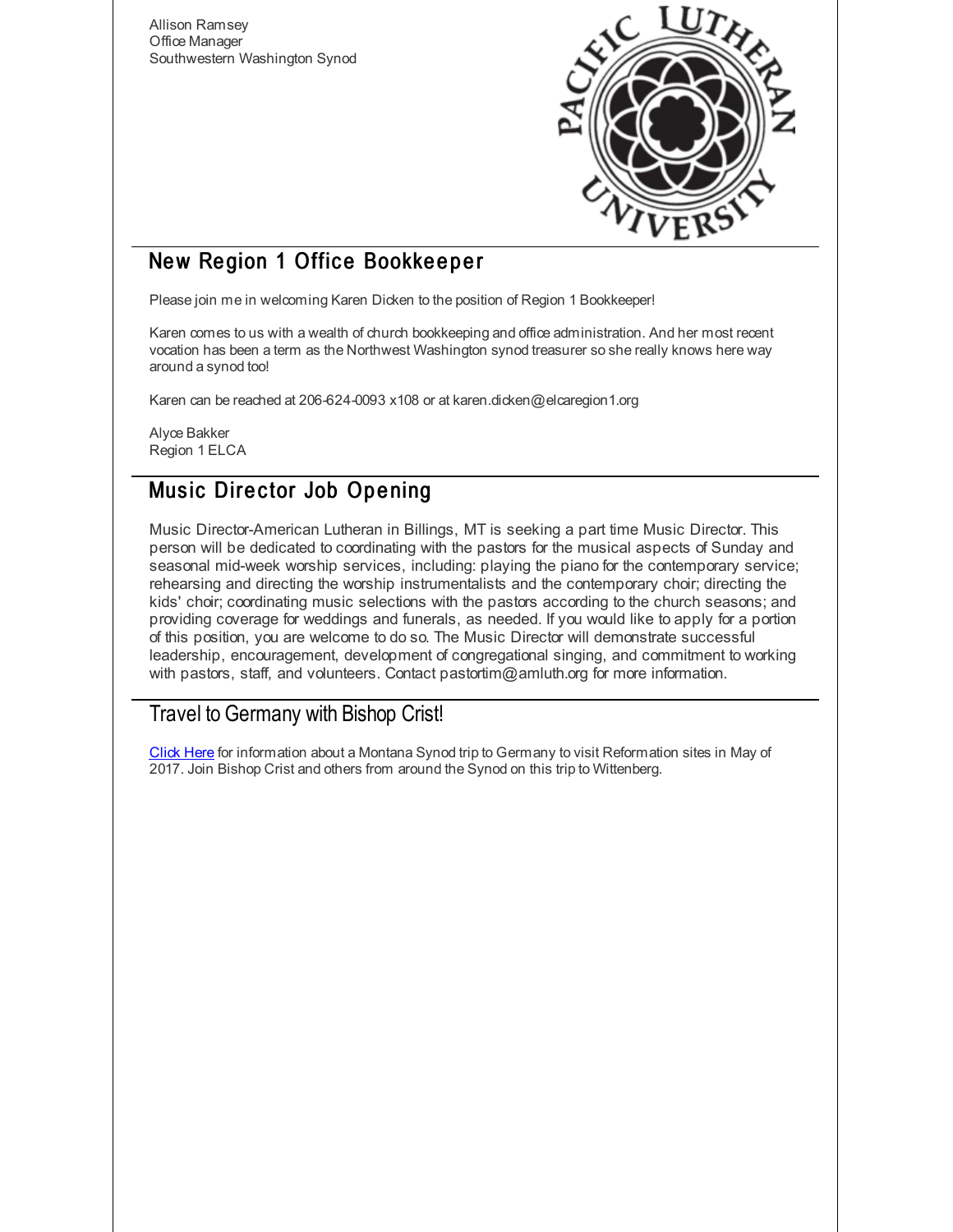Allison Ramsey
Office Manager
Southwestern Washington Synod

## New Region 1 Office Bookkeeper

Please join me in welcoming Karen Dicken to the position of Region 1 Bookkeeper!

Karen comes to us with a wealth of church bookkeeping and office administration. And her most recent vocation has been a term as the Northwest Washington synod treasurer so she really knows here way around a synod too!

Karen can be reached at 206-624-0093 x108 or at karen.dicken@elcaregion1.org

Alyce Bakker
Region 1 ELCA

## Music Director Job Opening

Music Director-American Lutheran in Billings, MT is seeking a part time Music Director. This person will be dedicated to coordinating with the pastors for the musical aspects of Sunday and seasonal mid-week worship services, including: playing the piano for the contemporary service; rehearsing and directing the worship instrumentalists and the contemporary choir; directing the kids' choir; coordinating music selections with the pastors according to the church seasons; and providing coverage for weddings and funerals, as needed. If you would like to apply for a portion of this position, you are welcome to do so. The Music Director will demonstrate successful leadership, encouragement, development of congregational singing, and commitment to working with pastors, staff, and volunteers. Contact pastortim@amluth.org for more information.

## Travel to Germany with Bishop Crist!

Click Here for information about a Montana Synod trip to Germany to visit Reformation sites in May of 2017. Join Bishop Crist and others from around the Synod on this trip to Wittenberg.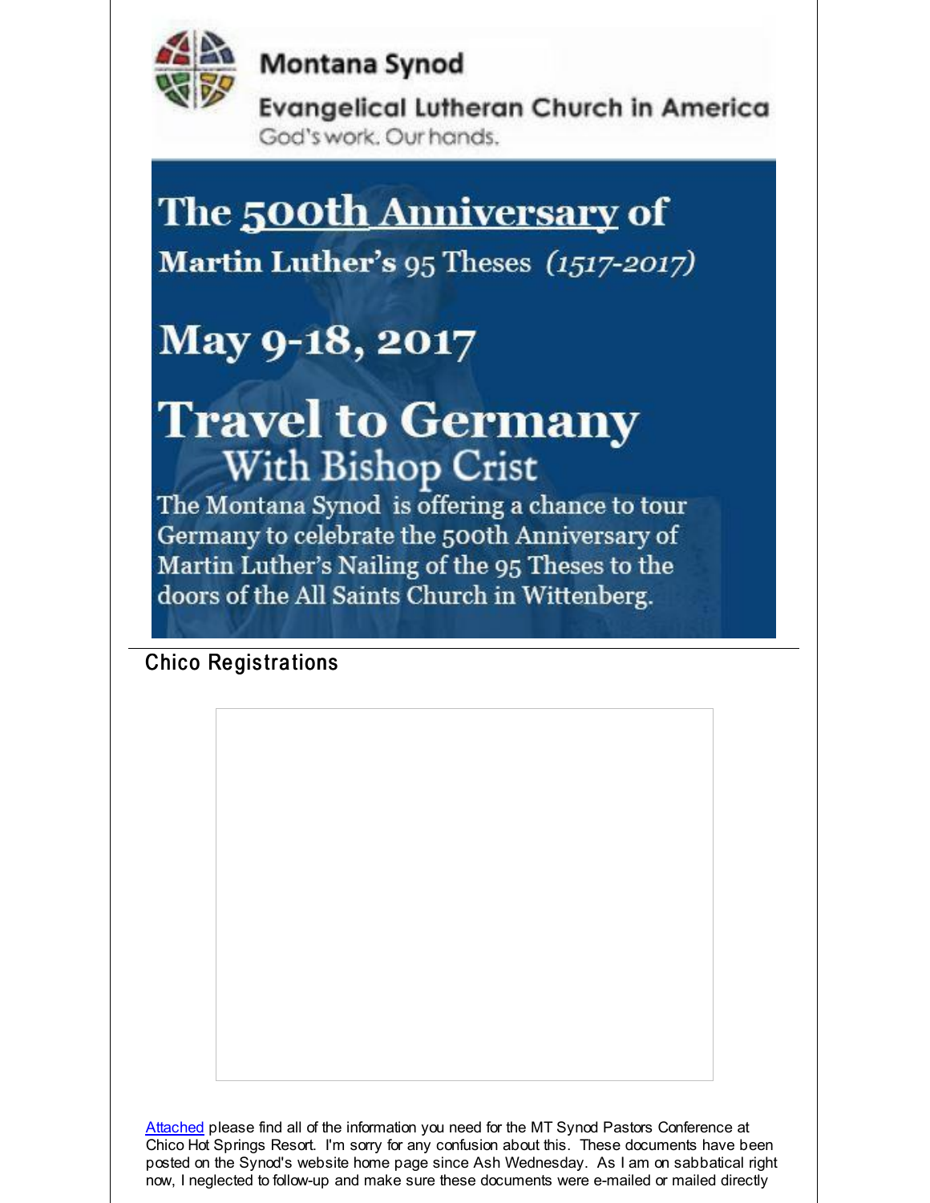Montana Synod

Evangelical Lutheran Church in America

God's work. Our hands.

# The 500th Anniversary of Martin Luther's 95 Theses (1517-2017)

## May 9-18, 2017

## Travel to Germany With Bishop Crist

The Montana Synod is offering a chance to tour Germany to celebrate the 500th Anniversary of Martin Luther's Nailing of the 95 Theses to the doors of the All Saints Church in Wittenberg.

## Chico Registrations

Attached please find all of the information you need for the MT Synod Pastors Conference at Chico Hot Springs Resort. I'm sorry for any confusion about this. These documents have been posted on the Synod's website home page since Ash Wednesday. As I am on sabbatical right now, I neglected to follow-up and make sure these documents were e-mailed or mailed directly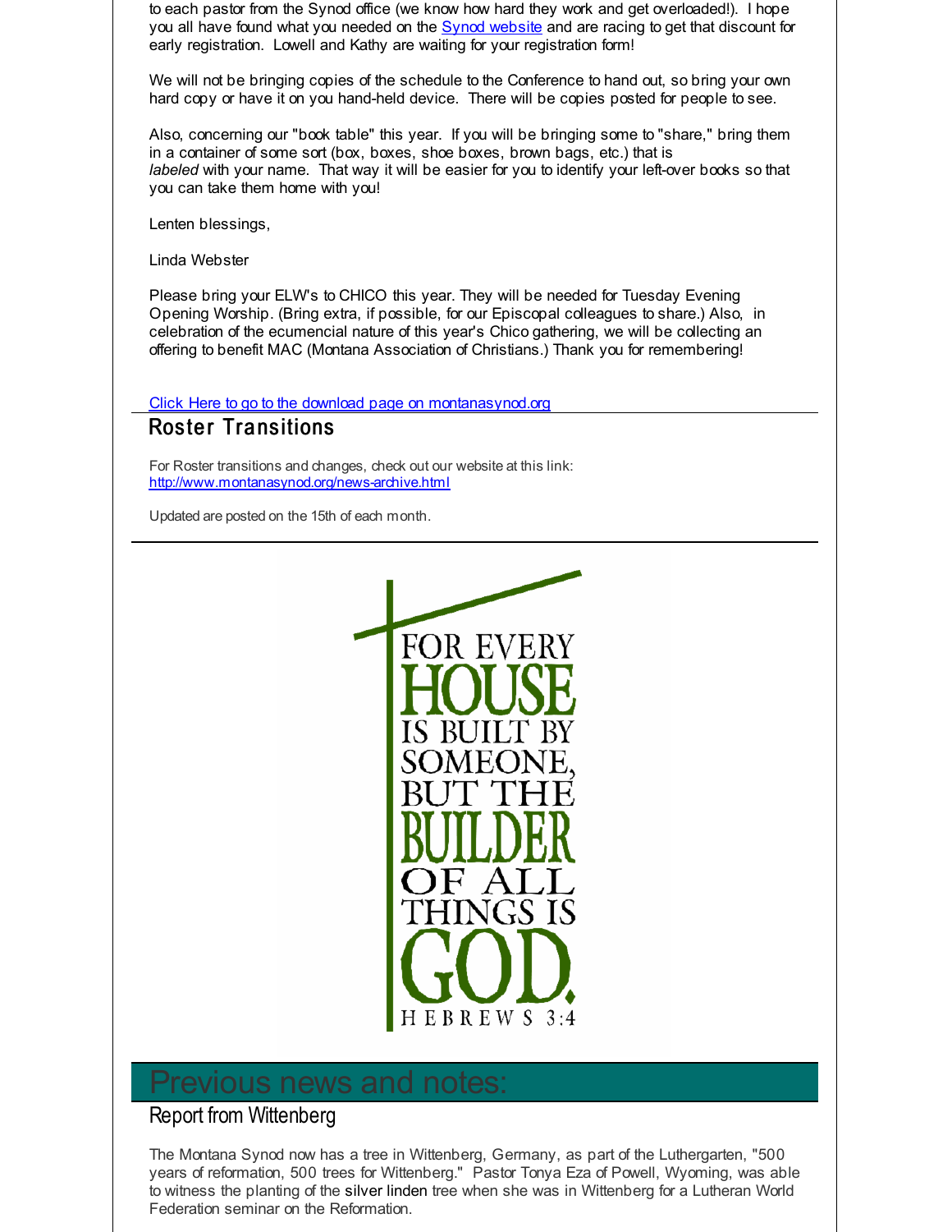to each pastor from the Synod office (we know how hard they work and get overloaded!). I hope you all have found what you needed on the Synod website and are racing to get that discount for early registration. Lowell and Kathy are waiting for your registration form!

We will not be bringing copies of the schedule to the Conference to hand out, so bring your own hard copy or have it on you hand-held device. There will be copies posted for people to see.

Also, concerning our "book table" this year. If you will be bringing some to "share," bring them in a container of some sort (box, boxes, shoe boxes, brown bags, etc.) that is *labeled* with your name. That way it will be easier for you to identify your left-over books so that you can take them home with you!

Lenten blessings,

Linda Webster

Please bring your ELW's to CHICO this year. They will be needed for Tuesday Evening Opening Worship. (Bring extra, if possible, for our Episcopal colleagues to share.) Also, in celebration of the ecumencial nature of this year's Chico gathering, we will be collecting an offering to benefit MAC (Montana Association of Christians.) Thank you for remembering!

Click Here to go to the download page on montanasynod.org

## Roster Transitions

For Roster transitions and changes, check out our website at this link:
http://www.montanasynod.org/news-archive.html

Updated are posted on the 15th of each month.

FOR EVERY HOUSE IS BUILT BY SOMEONE, BUT THE BUILDER OF ALL THINGS IS GOD.
HEBREWS 3:4

# Previous news and notes:

## Report from Wittenberg

The Montana Synod now has a tree in Wittenberg, Germany, as part of the Luthergarten, "500 years of reformation, 500 trees for Wittenberg." Pastor Tonya Eza of Powell, Wyoming, was able to witness the planting of the silver linden tree when she was in Wittenberg for a Lutheran World Federation seminar on the Reformation.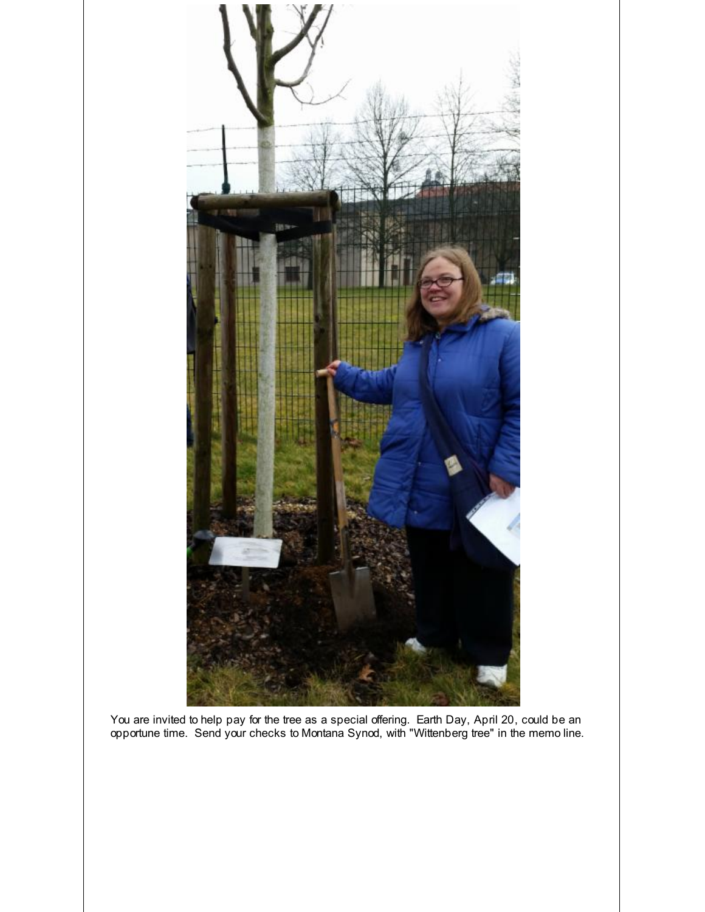You are invited to help pay for the tree as a special offering. Earth Day, April 20, could be an opportune time. Send your checks to Montana Synod, with "Wittenberg tree" in the memo line.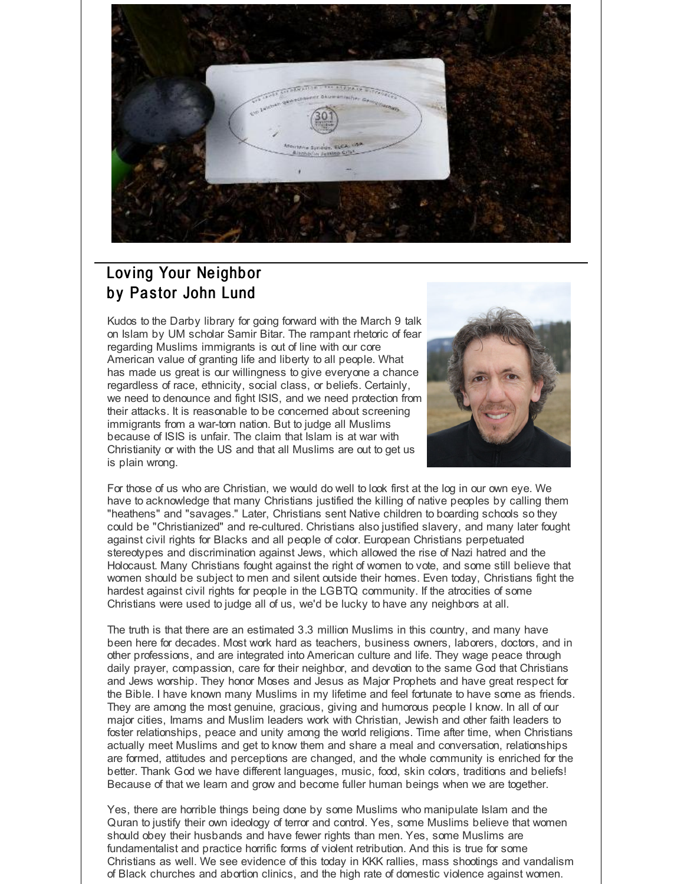## Loving Your Neighbor
## by Pastor John Lund

Kudos to the Darby library for going forward with the March 9 talk on Islam by UM scholar Samir Bitar. The rampant rhetoric of fear regarding Muslims immigrants is out of line with our core American value of granting life and liberty to all people. What has made us great is our willingness to give everyone a chance regardless of race, ethnicity, social class, or beliefs. Certainly, we need to denounce and fight ISIS, and we need protection from their attacks. It is reasonable to be concerned about screening immigrants from a war-torn nation. But to judge all Muslims because of ISIS is unfair. The claim that Islam is at war with Christianity or with the US and that all Muslims are out to get us is plain wrong.

For those of us who are Christian, we would do well to look first at the log in our own eye. We have to acknowledge that many Christians justified the killing of native peoples by calling them "heathens" and "savages." Later, Christians sent Native children to boarding schools so they could be "Christianized" and re-cultured. Christians also justified slavery, and many later fought against civil rights for Blacks and all people of color. European Christians perpetuated stereotypes and discrimination against Jews, which allowed the rise of Nazi hatred and the Holocaust. Many Christians fought against the right of women to vote, and some still believe that women should be subject to men and silent outside their homes. Even today, Christians fight the hardest against civil rights for people in the LGBTQ community. If the atrocities of some Christians were used to judge all of us, we'd be lucky to have any neighbors at all.

The truth is that there are an estimated 3.3 million Muslims in this country, and many have been here for decades. Most work hard as teachers, business owners, laborers, doctors, and in other professions, and are integrated into American culture and life. They wage peace through daily prayer, compassion, care for their neighbor, and devotion to the same God that Christians and Jews worship. They honor Moses and Jesus as Major Prophets and have great respect for the Bible. I have known many Muslims in my lifetime and feel fortunate to have some as friends. They are among the most genuine, gracious, giving and humorous people I know. In all of our major cities, Imams and Muslim leaders work with Christian, Jewish and other faith leaders to foster relationships, peace and unity among the world religions. Time after time, when Christians actually meet Muslims and get to know them and share a meal and conversation, relationships are formed, attitudes and perceptions are changed, and the whole community is enriched for the better. Thank God we have different languages, music, food, skin colors, traditions and beliefs! Because of that we learn and grow and become fuller human beings when we are together.

Yes, there are horrible things being done by some Muslims who manipulate Islam and the Quran to justify their own ideology of terror and control. Yes, some Muslims believe that women should obey their husbands and have fewer rights than men. Yes, some Muslims are fundamentalist and practice horrific forms of violent retribution. And this is true for some Christians as well. We see evidence of this today in KKK rallies, mass shootings and vandalism of Black churches and abortion clinics, and the high rate of domestic violence against women.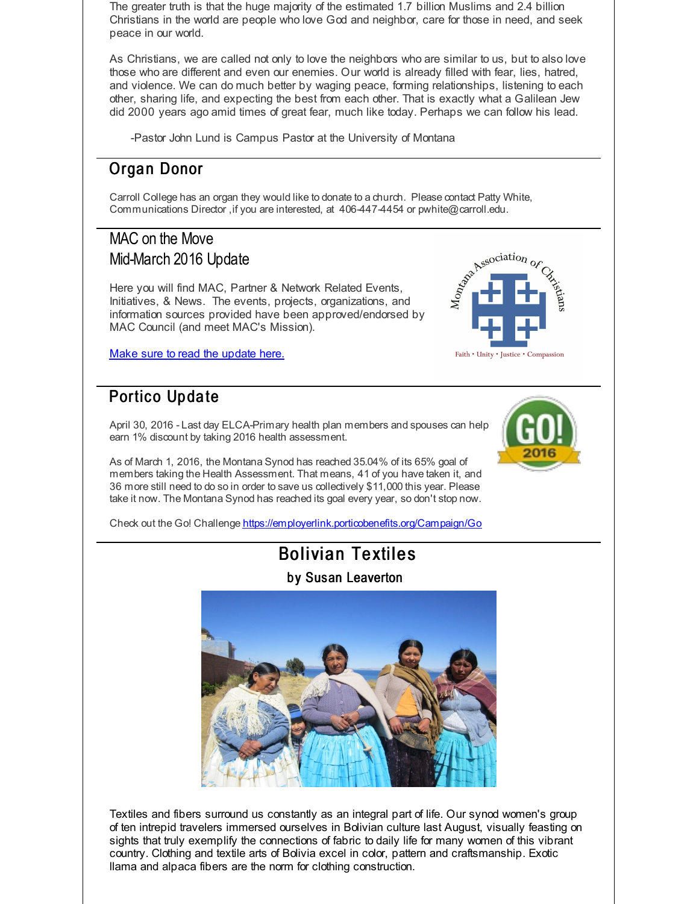The greater truth is that the huge majority of the estimated 1.7 billion Muslims and 2.4 billion Christians in the world are people who love God and neighbor, care for those in need, and seek peace in our world.

As Christians, we are called not only to love the neighbors who are similar to us, but to also love those who are different and even our enemies. Our world is already filled with fear, lies, hatred, and violence. We can do much better by waging peace, forming relationships, listening to each other, sharing life, and expecting the best from each other. That is exactly what a Galilean Jew did 2000 years ago amid times of great fear, much like today. Perhaps we can follow his lead.

-Pastor John Lund is Campus Pastor at the University of Montana

## Organ Donor

Carroll College has an organ they would like to donate to a church. Please contact Patty White, Communications Director ,if you are interested, at 406-447-4454 or pwhite@carroll.edu.

## MAC on the Move
## Mid-March 2016 Update

Here you will find MAC, Partner & Network Related Events, Initiatives, & News. The events, projects, organizations, and information sources provided have been approved/endorsed by MAC Council (and meet MAC's Mission).

[Make sure to read the update here.]

Montana Association of Christians

Faith • Unity • Justice • Compassion

## Portico Update

April 30, 2016 - Last day ELCA-Primary health plan members and spouses can help earn 1% discount by taking 2016 health assessment.

As of March 1, 2016, the Montana Synod has reached 35.04% of its 65% goal of members taking the Health Assessment. That means, 41 of you have taken it, and 36 more still need to do so in order to save us collectively $11,000 this year. Please take it now. The Montana Synod has reached its goal every year, so don't stop now.

Check out the Go! Challenge https://employerlink.porticobenefits.org/Campaign/Go

## Bolivian Textiles

### by Susan Leaverton

Textiles and fibers surround us constantly as an integral part of life. Our synod women's group of ten intrepid travelers immersed ourselves in Bolivian culture last August, visually feasting on sights that truly exemplify the connections of fabric to daily life for many women of this vibrant country. Clothing and textile arts of Bolivia excel in color, pattern and craftsmanship. Exotic llama and alpaca fibers are the norm for clothing construction.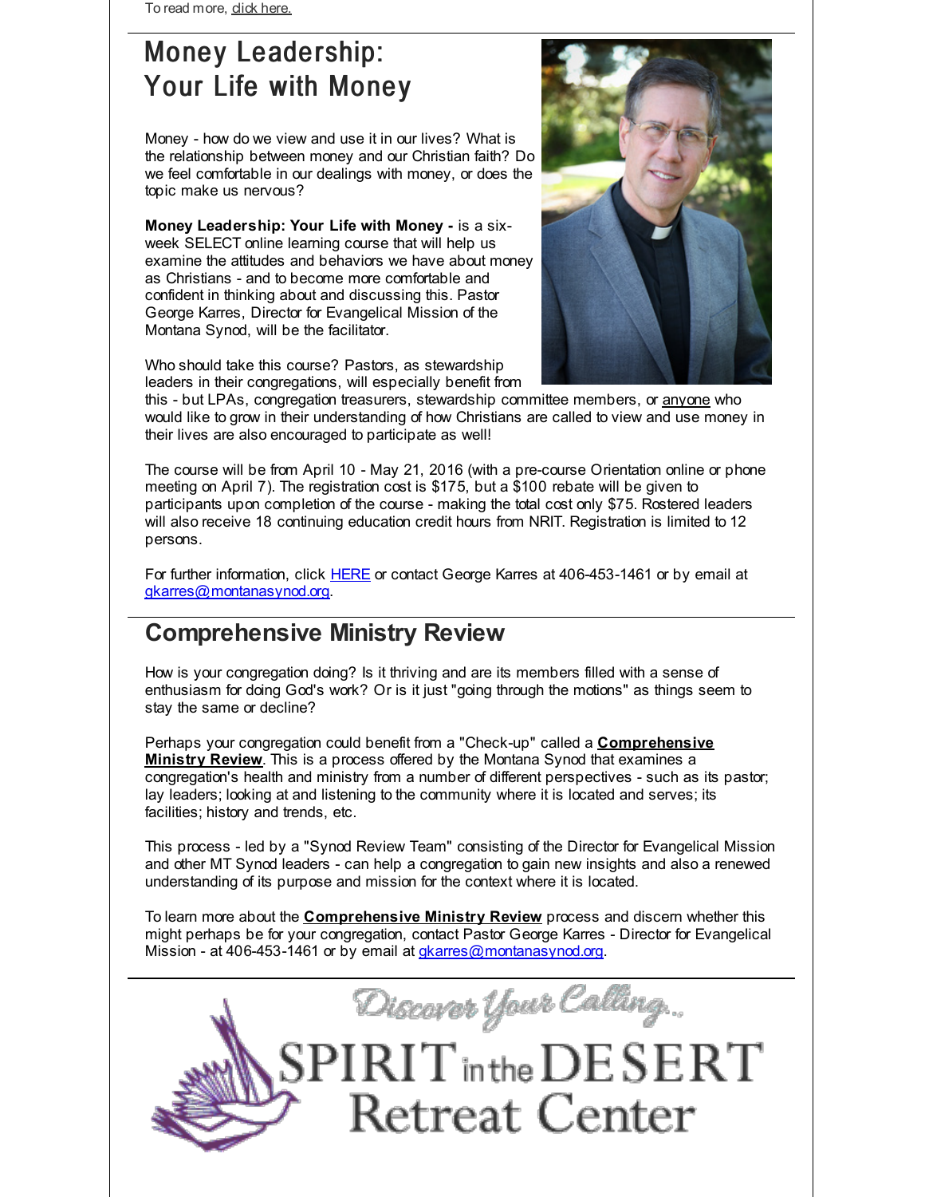To read more, click here.

## Money Leadership: Your Life with Money

Money - how do we view and use it in our lives? What is the relationship between money and our Christian faith? Do we feel comfortable in our dealings with money, or does the topic make us nervous?

**Money Leadership: Your Life with Money -** is a six-week SELECT online learning course that will help us examine the attitudes and behaviors we have about money as Christians - and to become more comfortable and confident in thinking about and discussing this. Pastor George Karres, Director for Evangelical Mission of the Montana Synod, will be the facilitator.

Who should take this course? Pastors, as stewardship leaders in their congregations, will especially benefit from this - but LPAs, congregation treasurers, stewardship committee members, or anyone who would like to grow in their understanding of how Christians are called to view and use money in their lives are also encouraged to participate as well!

The course will be from April 10 - May 21, 2016 (with a pre-course Orientation online or phone meeting on April 7). The registration cost is $175, but a $100 rebate will be given to participants upon completion of the course - making the total cost only $75. Rostered leaders will also receive 18 continuing education credit hours from NRIT. Registration is limited to 12 persons.

For further information, click HERE or contact George Karres at 406-453-1461 or by email at gkarres@montanasynod.org.

## Comprehensive Ministry Review

How is your congregation doing? Is it thriving and are its members filled with a sense of enthusiasm for doing God's work? Or is it just "going through the motions" as things seem to stay the same or decline?

Perhaps your congregation could benefit from a "Check-up" called a **Comprehensive Ministry Review**. This is a process offered by the Montana Synod that examines a congregation's health and ministry from a number of different perspectives - such as its pastor; lay leaders; looking at and listening to the community where it is located and serves; its facilities; history and trends, etc.

This process - led by a "Synod Review Team" consisting of the Director for Evangelical Mission and other MT Synod leaders - can help a congregation to gain new insights and also a renewed understanding of its purpose and mission for the context where it is located.

To learn more about the **Comprehensive Ministry Review** process and discern whether this might perhaps be for your congregation, contact Pastor George Karres - Director for Evangelical Mission - at 406-453-1461 or by email at gkarres@montanasynod.org.

Discover Your Calling...

SPIRIT in the DESERT Retreat Center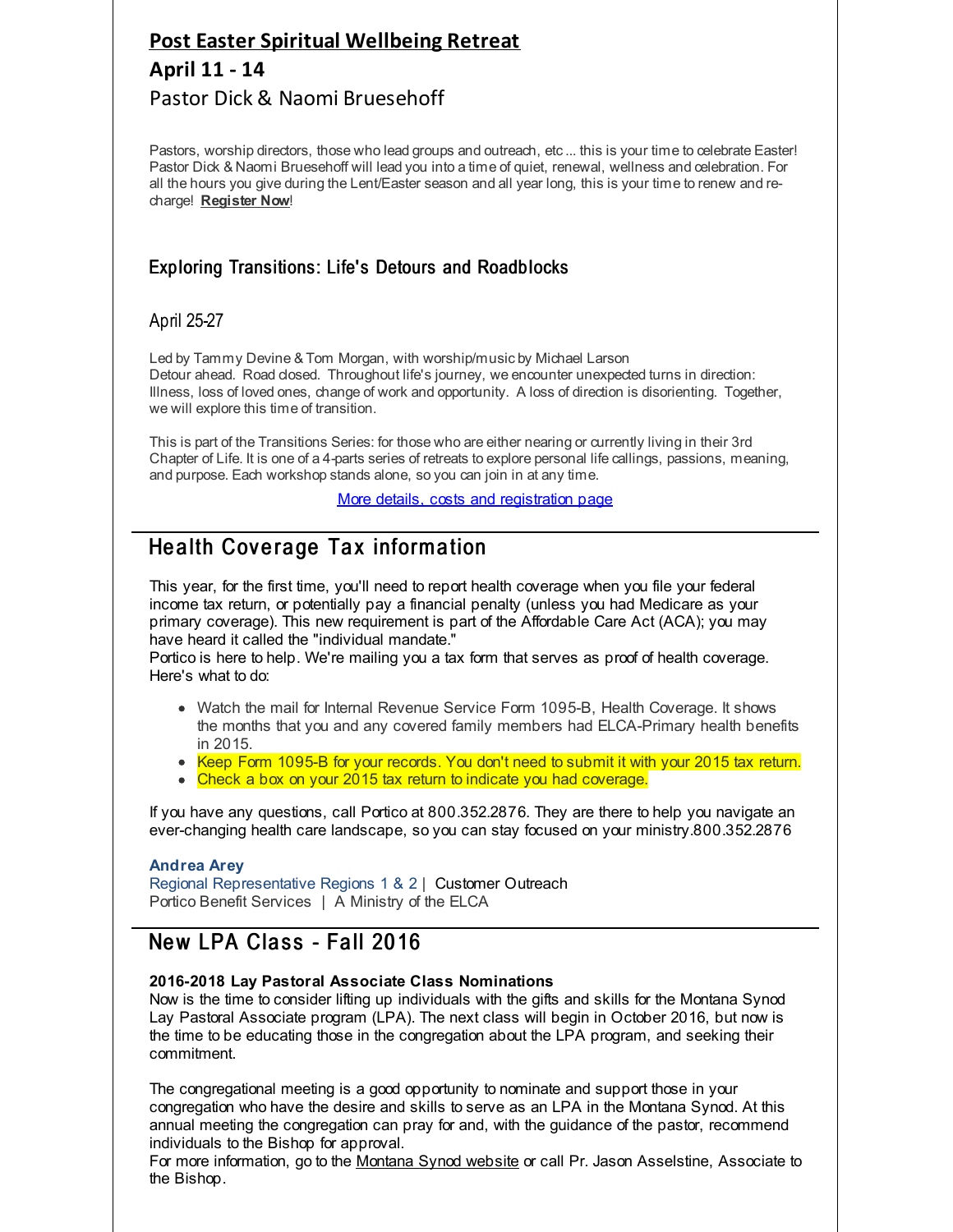## Post Easter Spiritual Wellbeing Retreat

### April 11 - 14

Pastor Dick & Naomi Bruesehoff

Pastors, worship directors, those who lead groups and outreach, etc ... this is your time to celebrate Easter! Pastor Dick & Naomi Bruesehoff will lead you into a time of quiet, renewal, wellness and celebration. For all the hours you give during the Lent/Easter season and all year long, this is your time to renew and re-charge! **Register Now**!

### Exploring Transitions: Life's Detours and Roadblocks

April 25-27

Led by Tammy Devine & Tom Morgan, with worship/music by Michael Larson
Detour ahead. Road closed. Throughout life's journey, we encounter unexpected turns in direction: Illness, loss of loved ones, change of work and opportunity. A loss of direction is disorienting. Together, we will explore this time of transition.

This is part of the Transitions Series: for those who are either nearing or currently living in their 3rd Chapter of Life. It is one of a 4-parts series of retreats to explore personal life callings, passions, meaning, and purpose. Each workshop stands alone, so you can join in at any time.

More details, costs and registration page

## Health Coverage Tax information

This year, for the first time, you'll need to report health coverage when you file your federal income tax return, or potentially pay a financial penalty (unless you had Medicare as your primary coverage). This new requirement is part of the Affordable Care Act (ACA); you may have heard it called the "individual mandate."
Portico is here to help. We're mailing you a tax form that serves as proof of health coverage. Here's what to do:

- Watch the mail for Internal Revenue Service Form 1095-B, Health Coverage. It shows the months that you and any covered family members had ELCA-Primary health benefits in 2015.
- Keep Form 1095-B for your records. You don't need to submit it with your 2015 tax return.
- Check a box on your 2015 tax return to indicate you had coverage.

If you have any questions, call Portico at 800.352.2876. They are there to help you navigate an ever-changing health care landscape, so you can stay focused on your ministry.800.352.2876

**Andrea Arey**
Regional Representative Regions 1 & 2 | Customer Outreach
Portico Benefit Services | A Ministry of the ELCA

## New LPA Class - Fall 2016

**2016-2018 Lay Pastoral Associate Class Nominations**
Now is the time to consider lifting up individuals with the gifts and skills for the Montana Synod Lay Pastoral Associate program (LPA). The next class will begin in October 2016, but now is the time to be educating those in the congregation about the LPA program, and seeking their commitment.

The congregational meeting is a good opportunity to nominate and support those in your congregation who have the desire and skills to serve as an LPA in the Montana Synod. At this annual meeting the congregation can pray for and, with the guidance of the pastor, recommend individuals to the Bishop for approval.
For more information, go to the Montana Synod website or call Pr. Jason Asselstine, Associate to the Bishop.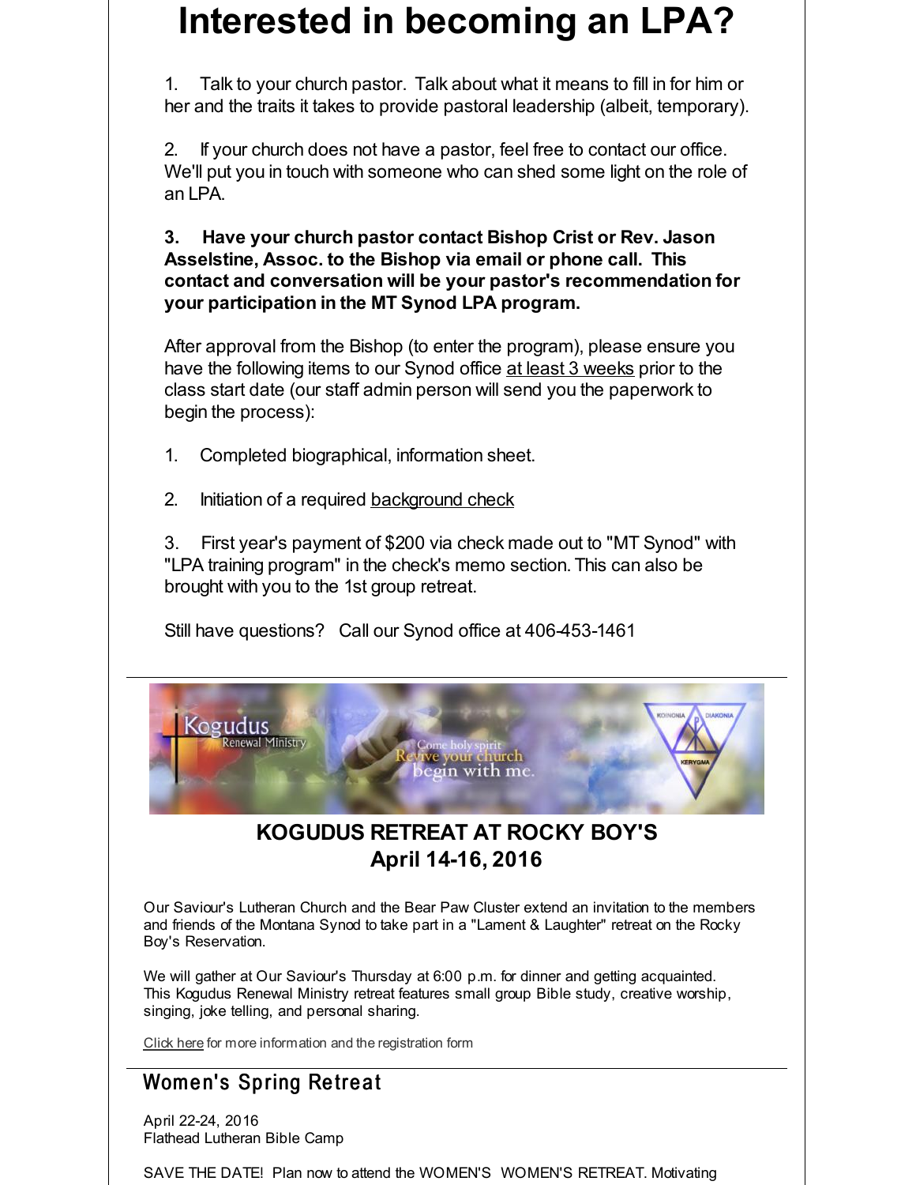# Interested in becoming an LPA?

1. Talk to your church pastor. Talk about what it means to fill in for him or her and the traits it takes to provide pastoral leadership (albeit, temporary).

2. If your church does not have a pastor, feel free to contact our office. We'll put you in touch with someone who can shed some light on the role of an LPA.

**3. Have your church pastor contact Bishop Crist or Rev. Jason Asselstine, Assoc. to the Bishop via email or phone call. This contact and conversation will be your pastor's recommendation for your participation in the MT Synod LPA program.**

After approval from the Bishop (to enter the program), please ensure you have the following items to our Synod office at least 3 weeks prior to the class start date (our staff admin person will send you the paperwork to begin the process):

1. Completed biographical, information sheet.

2. Initiation of a required background check

3. First year's payment of $200 via check made out to "MT Synod" with "LPA training program" in the check's memo section. This can also be brought with you to the 1st group retreat.

Still have questions? Call our Synod office at 406-453-1461

---

## KOGUDUS RETREAT AT ROCKY BOY'S
## April 14-16, 2016

Our Saviour's Lutheran Church and the Bear Paw Cluster extend an invitation to the members and friends of the Montana Synod to take part in a "Lament & Laughter" retreat on the Rocky Boy's Reservation.

We will gather at Our Saviour's Thursday at 6:00 p.m. for dinner and getting acquainted. This Kogudus Renewal Ministry retreat features small group Bible study, creative worship, singing, joke telling, and personal sharing.

Click here for more information and the registration form

---

## Women's Spring Retreat

April 22-24, 2016
Flathead Lutheran Bible Camp

SAVE THE DATE! Plan now to attend the WOMEN'S WOMEN'S RETREAT. Motivating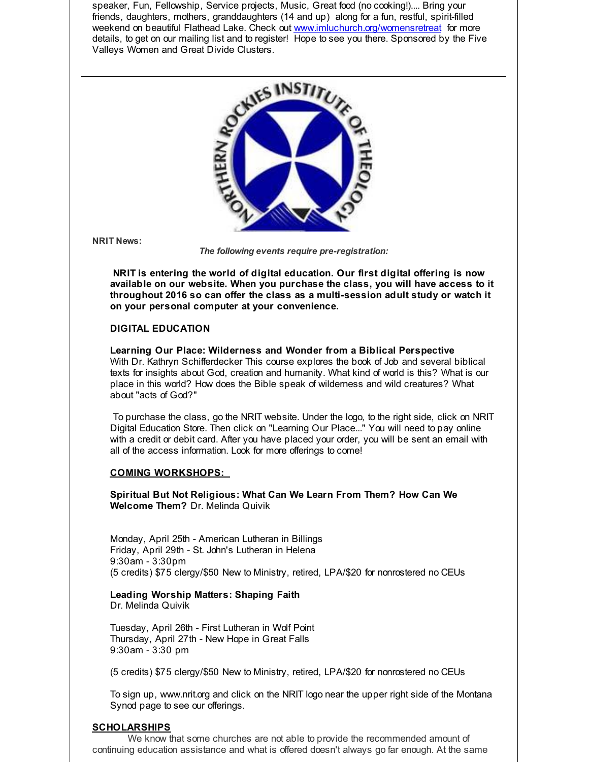speaker, Fun, Fellowship, Service projects, Music, Great food (no cooking!).... Bring your friends, daughters, mothers, granddaughters (14 and up) along for a fun, restful, spirit-filled weekend on beautiful Flathead Lake. Check out www.imluchurch.org/womensretreat for more details, to get on our mailing list and to register! Hope to see you there. Sponsored by the Five Valleys Women and Great Divide Clusters.

---

**NRIT News:**

*The following events require pre-registration:*

**NRIT is entering the world of digital education. Our first digital offering is now available on our website. When you purchase the class, you will have access to it throughout 2016 so can offer the class as a multi-session adult study or watch it on your personal computer at your convenience.**

**DIGITAL EDUCATION**

**Learning Our Place: Wilderness and Wonder from a Biblical Perspective**
With Dr. Kathryn Schifferdecker This course explores the book of Job and several biblical texts for insights about God, creation and humanity. What kind of world is this? What is our place in this world? How does the Bible speak of wilderness and wild creatures? What about "acts of God?"

To purchase the class, go the NRIT website. Under the logo, to the right side, click on NRIT Digital Education Store. Then click on "Learning Our Place..." You will need to pay online with a credit or debit card. After you have placed your order, you will be sent an email with all of the access information. Look for more offerings to come!

**COMING WORKSHOPS:**

**Spiritual But Not Religious: What Can We Learn From Them? How Can We Welcome Them?** Dr. Melinda Quivik

Monday, April 25th - American Lutheran in Billings
Friday, April 29th - St. John's Lutheran in Helena
9:30am - 3:30pm
(5 credits) $75 clergy/$50 New to Ministry, retired, LPA/$20 for nonrostered no CEUs

**Leading Worship Matters: Shaping Faith**
Dr. Melinda Quivik

Tuesday, April 26th - First Lutheran in Wolf Point
Thursday, April 27th - New Hope in Great Falls
9:30am - 3:30 pm

(5 credits) $75 clergy/$50 New to Ministry, retired, LPA/$20 for nonrostered no CEUs

To sign up, www.nrit.org and click on the NRIT logo near the upper right side of the Montana Synod page to see our offerings.

**SCHOLARSHIPS**

We know that some churches are not able to provide the recommended amount of continuing education assistance and what is offered doesn't always go far enough. At the same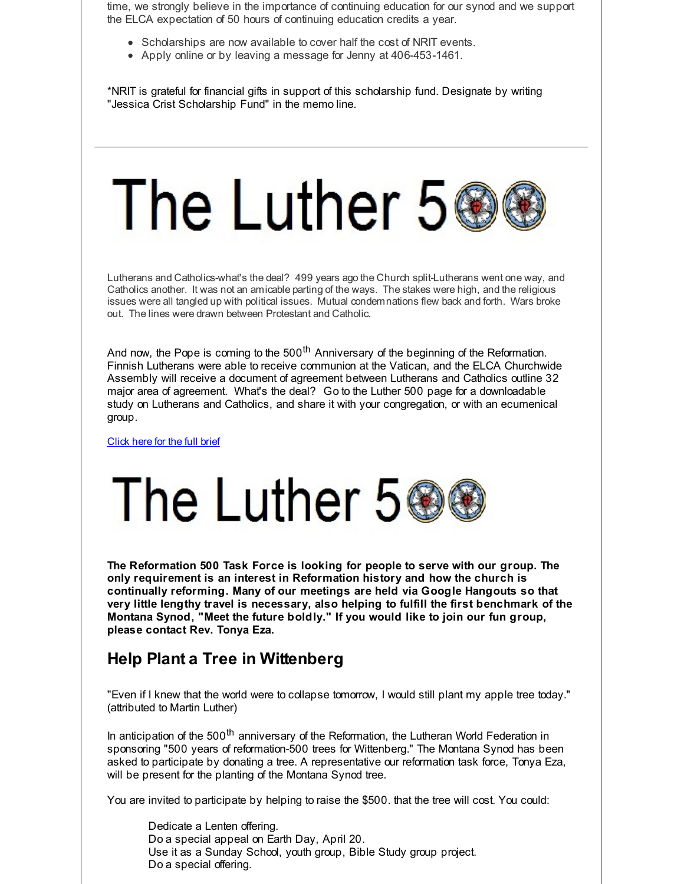time, we strongly believe in the importance of continuing education for our synod and we support the ELCA expectation of 50 hours of continuing education credits a year.

- Scholarships are now available to cover half the cost of NRIT events.
- Apply online or by leaving a message for Jenny at 406-453-1461.

*NRIT is grateful for financial gifts in support of this scholarship fund. Designate by writing "Jessica Crist Scholarship Fund" in the memo line.

---

# The Luther 500

Lutherans and Catholics-what's the deal? 499 years ago the Church split-Lutherans went one way, and Catholics another. It was not an amicable parting of the ways. The stakes were high, and the religious issues were all tangled up with political issues. Mutual condemnations flew back and forth. Wars broke out. The lines were drawn between Protestant and Catholic.

And now, the Pope is coming to the 500th Anniversary of the beginning of the Reformation. Finnish Lutherans were able to receive communion at the Vatican, and the ELCA Churchwide Assembly will receive a document of agreement between Lutherans and Catholics outline 32 major area of agreement. What's the deal? Go to the Luther 500 page for a downloadable study on Lutherans and Catholics, and share it with your congregation, or with an ecumenical group.

Click here for the full brief

# The Luther 500

**The Reformation 500 Task Force is looking for people to serve with our group. The only requirement is an interest in Reformation history and how the church is continually reforming. Many of our meetings are held via Google Hangouts so that very little lengthy travel is necessary, also helping to fulfill the first benchmark of the Montana Synod, "Meet the future boldly." If you would like to join our fun group, please contact Rev. Tonya Eza.**

## Help Plant a Tree in Wittenberg

"Even if I knew that the world were to collapse tomorrow, I would still plant my apple tree today." (attributed to Martin Luther)

In anticipation of the 500th anniversary of the Reformation, the Lutheran World Federation in sponsoring "500 years of reformation-500 trees for Wittenberg." The Montana Synod has been asked to participate by donating a tree. A representative our reformation task force, Tonya Eza, will be present for the planting of the Montana Synod tree.

You are invited to participate by helping to raise the $500. that the tree will cost. You could:

Dedicate a Lenten offering.
Do a special appeal on Earth Day, April 20.
Use it as a Sunday School, youth group, Bible Study group project.
Do a special offering.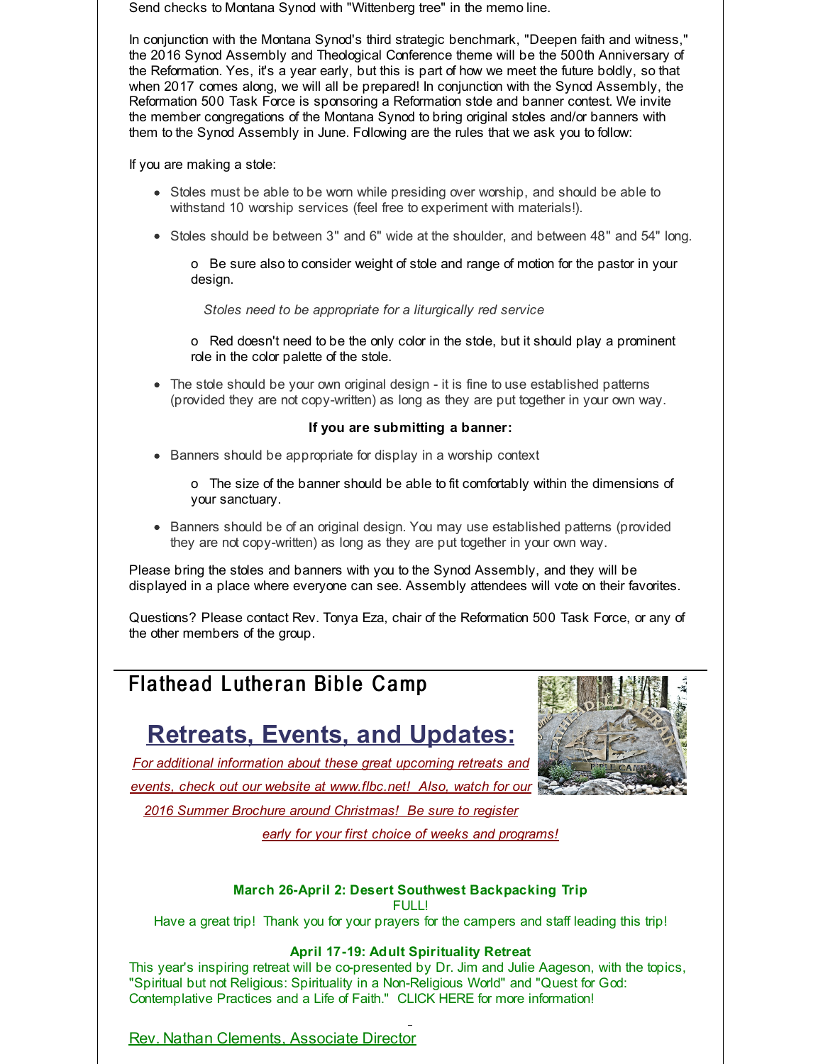Send checks to Montana Synod with "Wittenberg tree" in the memo line.

In conjunction with the Montana Synod's third strategic benchmark, "Deepen faith and witness," the 2016 Synod Assembly and Theological Conference theme will be the 500th Anniversary of the Reformation. Yes, it's a year early, but this is part of how we meet the future boldly, so that when 2017 comes along, we will all be prepared! In conjunction with the Synod Assembly, the Reformation 500 Task Force is sponsoring a Reformation stole and banner contest. We invite the member congregations of the Montana Synod to bring original stoles and/or banners with them to the Synod Assembly in June. Following are the rules that we ask you to follow:

If you are making a stole:

- Stoles must be able to be worn while presiding over worship, and should be able to withstand 10 worship services (feel free to experiment with materials!).
- Stoles should be between 3" and 6" wide at the shoulder, and between 48" and 54" long.
    - Be sure also to consider weight of stole and range of motion for the pastor in your design.

    *Stoles need to be appropriate for a liturgically red service*

    - Red doesn't need to be the only color in the stole, but it should play a prominent role in the color palette of the stole.
- The stole should be your own original design - it is fine to use established patterns (provided they are not copy-written) as long as they are put together in your own way.

**If you are submitting a banner:**

- Banners should be appropriate for display in a worship context
    - The size of the banner should be able to fit comfortably within the dimensions of your sanctuary.
- Banners should be of an original design. You may use established patterns (provided they are not copy-written) as long as they are put together in your own way.

Please bring the stoles and banners with you to the Synod Assembly, and they will be displayed in a place where everyone can see. Assembly attendees will vote on their favorites.

Questions? Please contact Rev. Tonya Eza, chair of the Reformation 500 Task Force, or any of the other members of the group.

## Flathead Lutheran Bible Camp

## Retreats, Events, and Updates:

*For additional information about these great upcoming retreats and events, check out our website at www.flbc.net! Also, watch for our 2016 Summer Brochure around Christmas! Be sure to register early for your first choice of weeks and programs!*

**March 26-April 2: Desert Southwest Backpacking Trip**

FULL!

Have a great trip! Thank you for your prayers for the campers and staff leading this trip!

**April 17-19: Adult Spirituality Retreat**

This year's inspiring retreat will be co-presented by Dr. Jim and Julie Aageson, with the topics, "Spiritual but not Religious: Spirituality in a Non-Religious World" and "Quest for God: Contemplative Practices and a Life of Faith." CLICK HERE for more information!

Rev. Nathan Clements, Associate Director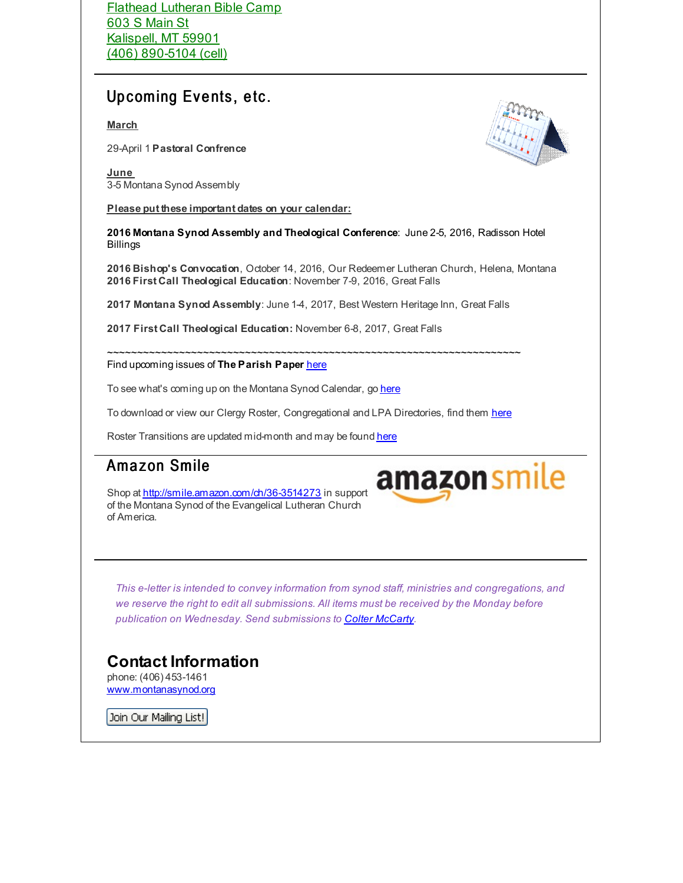Flathead Lutheran Bible Camp
603 S Main St
Kalispell, MT 59901
(406) 890-5104 (cell)

---

## Upcoming Events, etc.

**March**

29-April 1 **Pastoral Confrence**

**June**
3-5 Montana Synod Assembly

**Please put these important dates on your calendar:**

**2016 Montana Synod Assembly and Theological Conference**: June 2-5, 2016, Radisson Hotel Billings

**2016 Bishop's Convocation**, October 14, 2016, Our Redeemer Lutheran Church, Helena, Montana
**2016 First Call Theological Education**: November 7-9, 2016, Great Falls

**2017 Montana Synod Assembly**: June 1-4, 2017, Best Western Heritage Inn, Great Falls

**2017 First Call Theological Education:** November 6-8, 2017, Great Falls

~~~~~~~~~~~~~~~~~~~~~~~~~~~~~~~~~~~~~~~~~~~~~~~~~~~~~~~~~~~~~~~~~~~~~~~~~~~~~~~~
Find upcoming issues of **The Parish Paper** here

To see what's coming up on the Montana Synod Calendar, go here

To download or view our Clergy Roster, Congregational and LPA Directories, find them here

Roster Transitions are updated mid-month and may be found here

---

## Amazon Smile

Shop at http://smile.amazon.com/ch/36-3514273 in support of the Montana Synod of the Evangelical Lutheran Church of America.

---

*This e-letter is intended to convey information from synod staff, ministries and congregations, and we reserve the right to edit all submissions. All items must be received by the Monday before publication on Wednesday. Send submissions to Colter McCarty.*

## Contact Information

phone: (406) 453-1461
www.montanasynod.org

Join Our Mailing List!